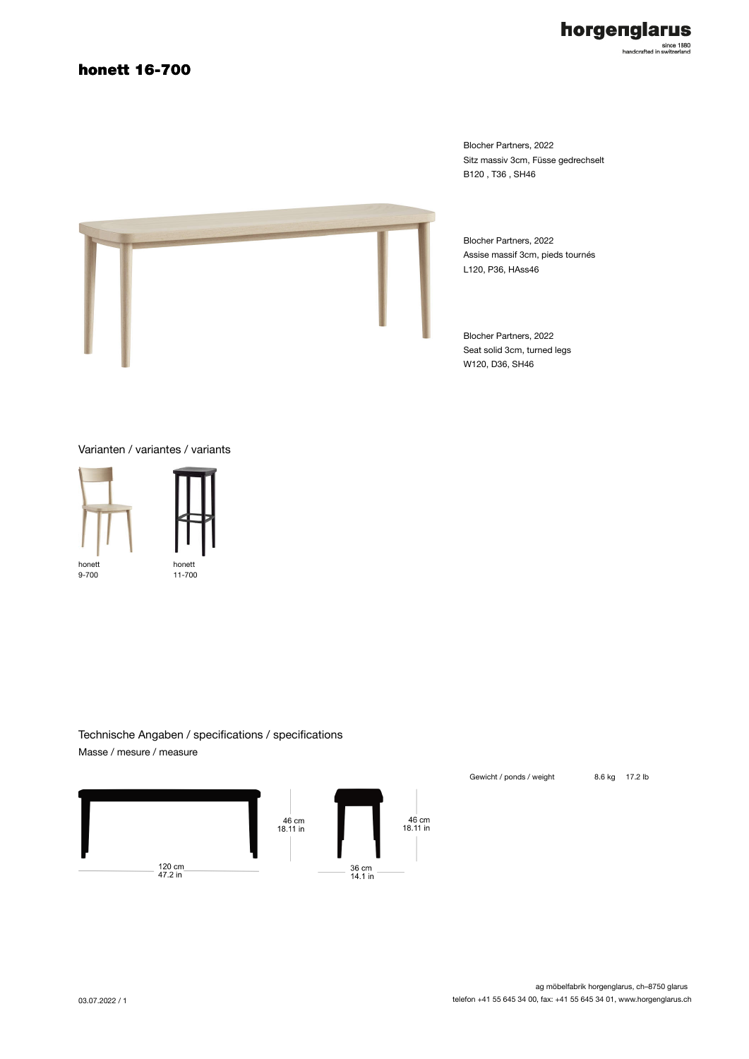horgenglarus
since 1880
handcrafted in switzerland

# honett 16-700

Blocher Partners, 2022
Sitz massiv 3cm, Füsse gedrechselt
B120 , T36 , SH46

Blocher Partners, 2022
Assise massif 3cm, pieds tournés
L120, P36, HAss46

Blocher Partners, 2022
Seat solid 3cm, turned legs
W120, D36, SH46

## Varianten / variantes / variants

honett
9-700

honett
11-700

## Technische Angaben / specifications / specifications

Masse / mesure / measure

120 cm
47.2 in

46 cm
18.11 in

36 cm
14.1 in

46 cm
18.11 in

| Gewicht / ponds / weight | 8.6 kg | 17.2 lb |
|---|---|---|

03.07.2022 / 1

ag möbelfabrik horgenglarus, ch–8750 glarus
telefon +41 55 645 34 00, fax: +41 55 645 34 01, www.horgenglarus.ch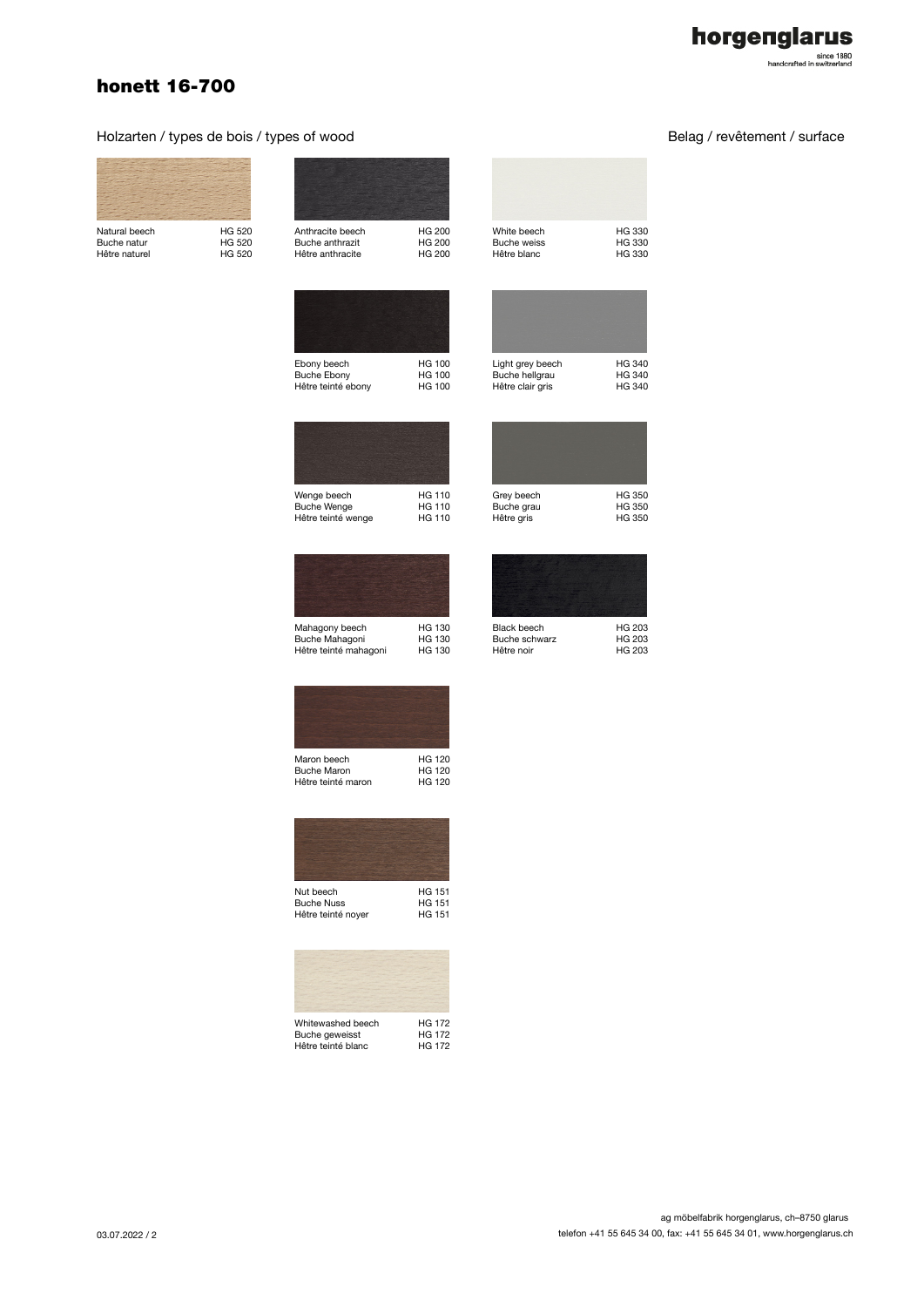# honett 16-700

## Holzarten / types de bois / types of wood

Natural beech — HG 520
Buche natur — HG 520
Hêtre naturel — HG 520

Anthracite beech — HG 200
Buche anthrazit — HG 200
Hêtre anthracite — HG 200

Ebony beech — HG 100
Buche Ebony — HG 100
Hêtre teinté ebony — HG 100

Wenge beech — HG 110
Buche Wenge — HG 110
Hêtre teinté wenge — HG 110

Mahagony beech — HG 130
Buche Mahagoni — HG 130
Hêtre teinté mahagoni — HG 130

Maron beech — HG 120
Buche Maron — HG 120
Hêtre teinté maron — HG 120

Nut beech — HG 151
Buche Nuss — HG 151
Hêtre teinté noyer — HG 151

Whitewashed beech — HG 172
Buche geweisst — HG 172
Hêtre teinté blanc — HG 172

White beech — HG 330
Buche weiss — HG 330
Hêtre blanc — HG 330

Light grey beech — HG 340
Buche hellgrau — HG 340
Hêtre clair gris — HG 340

Grey beech — HG 350
Buche grau — HG 350
Hêtre gris — HG 350

Black beech — HG 203
Buche schwarz — HG 203
Hêtre noir — HG 203

## Belag / revêtement / surface

03.07.2022 / 2

ag möbelfabrik horgenglarus, ch–8750 glarus
telefon +41 55 645 34 00, fax: +41 55 645 34 01, www.horgenglarus.ch